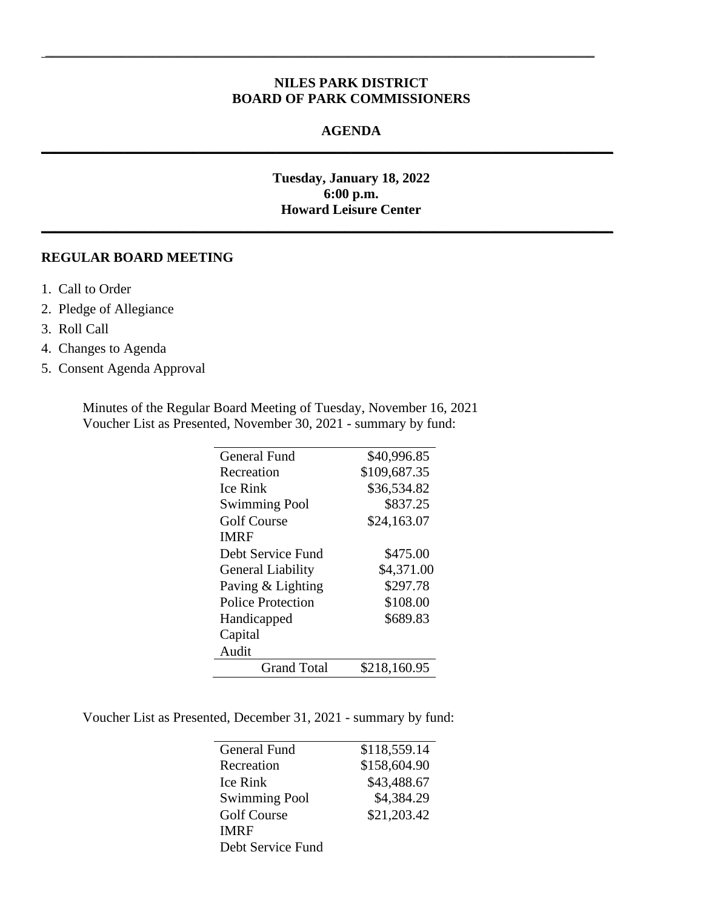**NILES PARK DISTRICT**
**BOARD OF PARK COMMISSIONERS**

**AGENDA**

---

**Tuesday, January 18, 2022**
**6:00 p.m.**
**Howard Leisure Center**

---

## REGULAR BOARD MEETING

1. Call to Order
2. Pledge of Allegiance
3. Roll Call
4. Changes to Agenda
5. Consent Agenda Approval

Minutes of the Regular Board Meeting of Tuesday, November 16, 2021
Voucher List as Presented, November 30, 2021 - summary by fund:

| Fund | Amount |
|---|---|
| General Fund | $40,996.85 |
| Recreation | $109,687.35 |
| Ice Rink | $36,534.82 |
| Swimming Pool | $837.25 |
| Golf Course | $24,163.07 |
| IMRF | |
| Debt Service Fund | $475.00 |
| General Liability | $4,371.00 |
| Paving & Lighting | $297.78 |
| Police Protection | $108.00 |
| Handicapped | $689.83 |
| Capital | |
| Audit | |
| Grand Total | $218,160.95 |

Voucher List as Presented, December 31, 2021 - summary by fund:

| Fund | Amount |
|---|---|
| General Fund | $118,559.14 |
| Recreation | $158,604.90 |
| Ice Rink | $43,488.67 |
| Swimming Pool | $4,384.29 |
| Golf Course | $21,203.42 |
| IMRF | |
| Debt Service Fund | |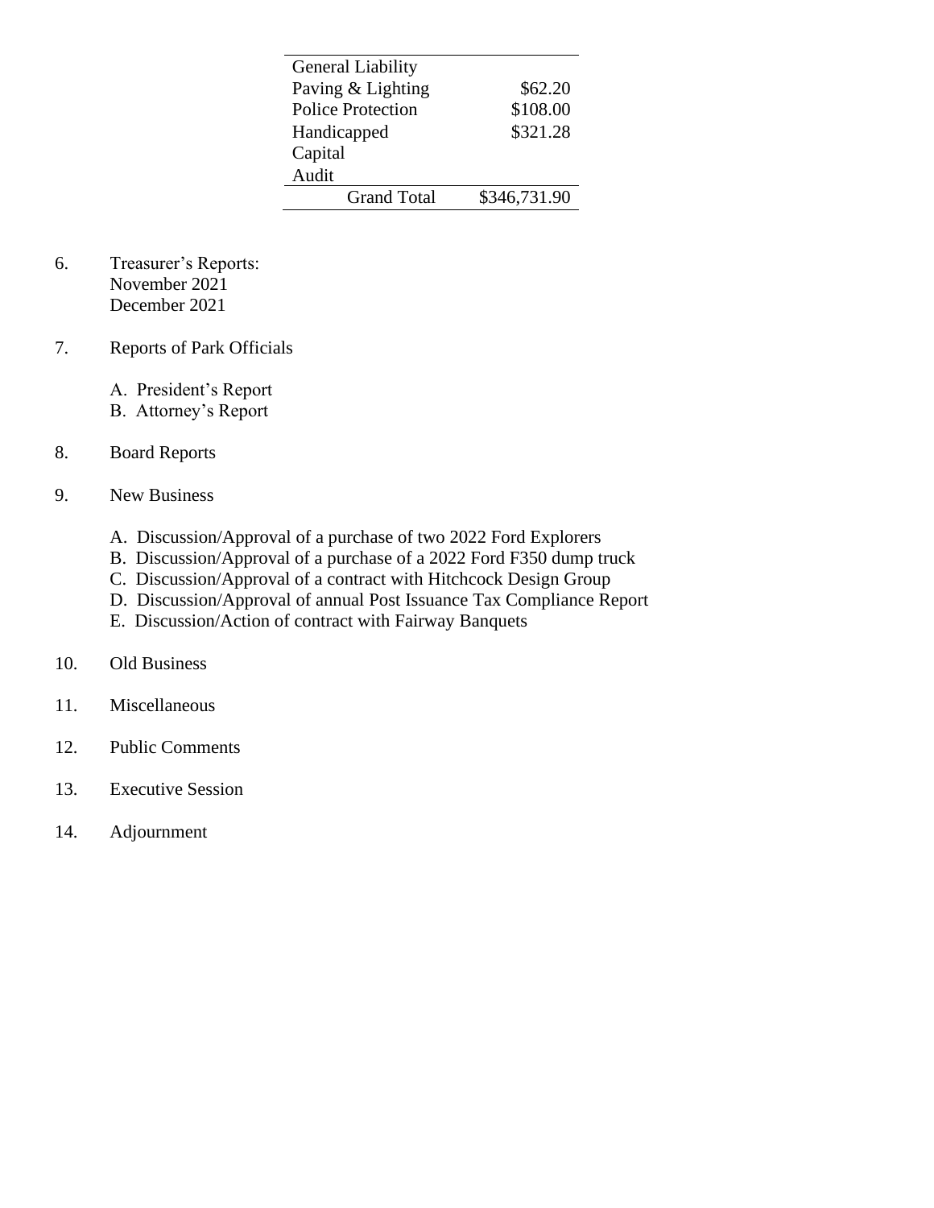| | |
|---|---|
| General Liability | |
| Paving & Lighting | $62.20 |
| Police Protection | $108.00 |
| Handicapped | $321.28 |
| Capital | |
| Audit | |
| Grand Total | $346,731.90 |

6. Treasurer's Reports:
   November 2021
   December 2021

7. Reports of Park Officials

   A. President's Report
   B. Attorney's Report

8. Board Reports

9. New Business

   A. Discussion/Approval of a purchase of two 2022 Ford Explorers
   B. Discussion/Approval of a purchase of a 2022 Ford F350 dump truck
   C. Discussion/Approval of a contract with Hitchcock Design Group
   D. Discussion/Approval of annual Post Issuance Tax Compliance Report
   E. Discussion/Action of contract with Fairway Banquets

10. Old Business

11. Miscellaneous

12. Public Comments

13. Executive Session

14. Adjournment